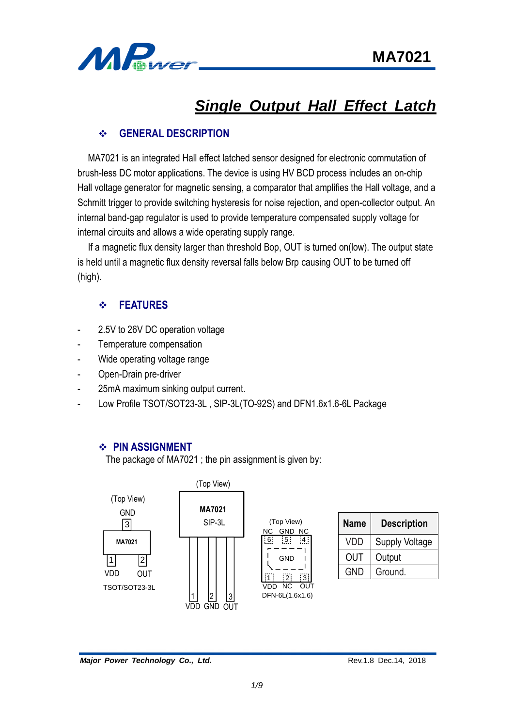# MA7021

## *Single Output Hall Effect Latch*

### ❖ GENERAL DESCRIPTION

MA7021 is an integrated Hall effect latched sensor designed for electronic commutation of brush-less DC motor applications. The device is using HV BCD process includes an on-chip Hall voltage generator for magnetic sensing, a comparator that amplifies the Hall voltage, and a Schmitt trigger to provide switching hysteresis for noise rejection, and open-collector output. An internal band-gap regulator is used to provide temperature compensated supply voltage for internal circuits and allows a wide operating supply range.

If a magnetic flux density larger than threshold Bop, OUT is turned on(low). The output state is held until a magnetic flux density reversal falls below Brp causing OUT to be turned off (high).

### ❖ FEATURES

- 2.5V to 26V DC operation voltage
- Temperature compensation
- Wide operating voltage range
- Open-Drain pre-driver
- 25mA maximum sinking output current.
- Low Profile TSOT/SOT23-3L , SIP-3L(TO-92S) and DFN1.6x1.6-6L Package

### ❖ PIN ASSIGNMENT

The package of MA7021 ; the pin assignment is given by:

(Top View)
GND
3
MA7021
1 2
VDD OUT
TSOT/SOT23-3L

(Top View)
MA7021
SIP-3L
1 2 3
VDD GND OUT

(Top View)
NC GND NC
6 5 4
GND
1 2 3
VDD NC OUT
DFN-6L(1.6x1.6)

| Name | Description |
|---|---|
| VDD | Supply Voltage |
| OUT | Output |
| GND | Ground. |

*Major Power Technology Co., Ltd.* Rev.1.8 Dec.14, 2018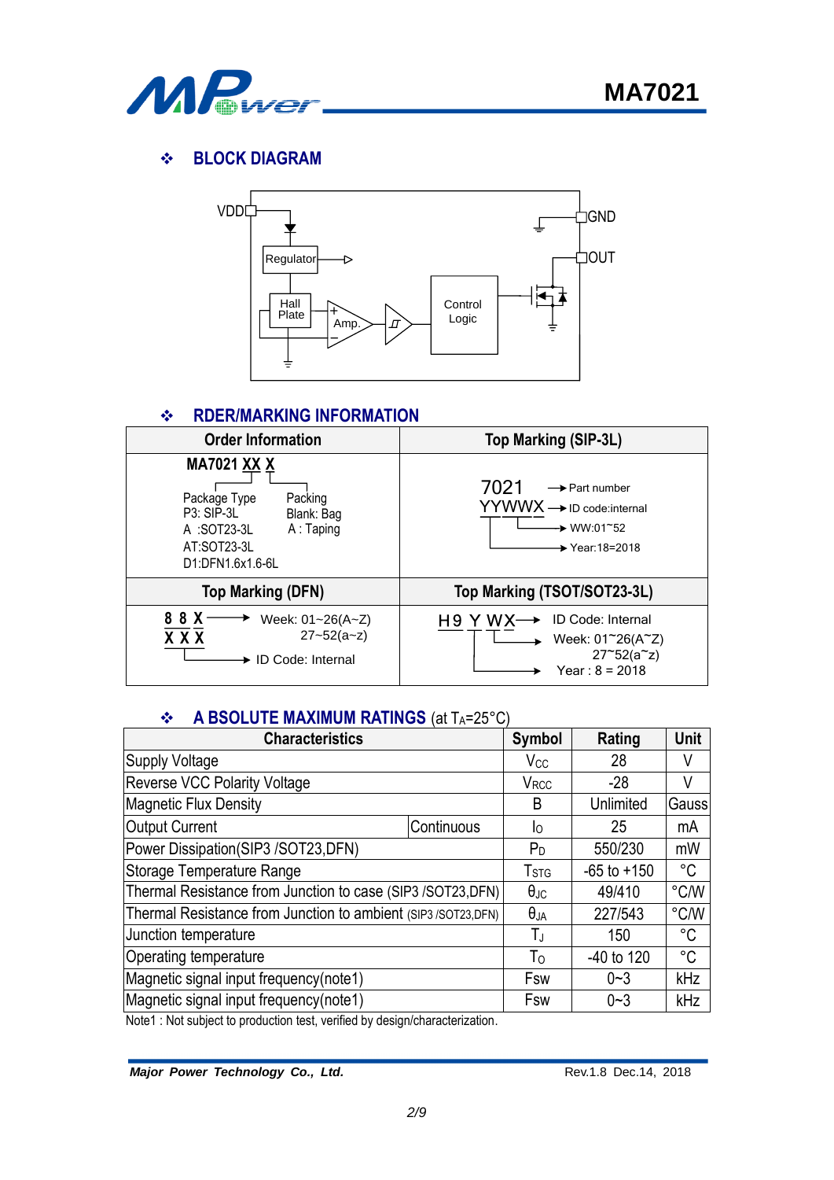## ❖ BLOCK DIAGRAM

VDD
Regulator
Hall Plate
Amp.
Control Logic
GND
OUT

## ❖ RDER/MARKING INFORMATION

| Order Information | Top Marking (SIP-3L) |
|---|---|
| **MA7021 XX X**<br>Package Type: P3: SIP-3L, A :SOT23-3L, AT:SOT23-3L, D1:DFN1.6x1.6-6L<br>Packing: Blank: Bag, A : Taping | 7021 → Part number<br>YYWWX → ID code:internal<br>WW:01~52<br>Year:18=2018 |
| **Top Marking (DFN)** | **Top Marking (TSOT/SOT23-3L)** |
| 8 8 X → Week: 01~26(A~Z), 27~52(a~z)<br>X X X → ID Code: Internal | H9 Y WX → ID Code: Internal<br>Week: 01~26(A~Z), 27~52(a~z)<br>Year : 8 = 2018 |

## ❖ A BSOLUTE MAXIMUM RATINGS (at $T_A$=25°C)

| Characteristics | | Symbol | Rating | Unit |
|---|---|---|---|---|
| Supply Voltage | | $V_{CC}$ | 28 | V |
| Reverse VCC Polarity Voltage | | $V_{RCC}$ | -28 | V |
| Magnetic Flux Density | | B | Unlimited | Gauss |
| Output Current | Continuous | $I_O$ | 25 | mA |
| Power Dissipation(SIP3 /SOT23,DFN) | | $P_D$ | 550/230 | mW |
| Storage Temperature Range | | $T_{STG}$ | -65 to +150 | °C |
| Thermal Resistance from Junction to case (SIP3 /SOT23,DFN) | | $\theta_{JC}$ | 49/410 | °C/W |
| Thermal Resistance from Junction to ambient (SIP3 /SOT23,DFN) | | $\theta_{JA}$ | 227/543 | °C/W |
| Junction temperature | | $T_J$ | 150 | °C |
| Operating temperature | | $T_O$ | -40 to 120 | °C |
| Magnetic signal input frequency(note1) | | Fsw | 0~3 | kHz |
| Magnetic signal input frequency(note1) | | Fsw | 0~3 | kHz |

Note1 : Not subject to production test, verified by design/characterization.

*Major Power Technology Co., Ltd.* Rev.1.8 Dec.14, 2018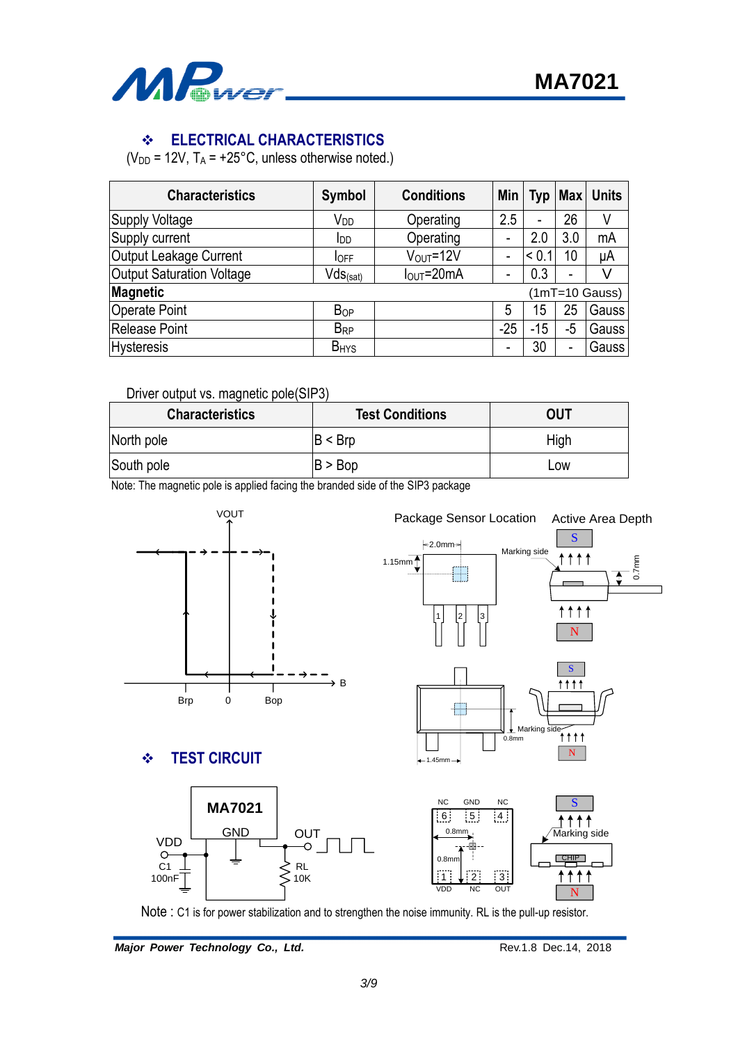## ❖ ELECTRICAL CHARACTERISTICS

($V_{DD}$ = 12V, $T_A$ = +25°C, unless otherwise noted.)

| Characteristics | Symbol | Conditions | Min | Typ | Max | Units |
|---|---|---|---|---|---|---|
| Supply Voltage | $V_{DD}$ | Operating | 2.5 | - | 26 | V |
| Supply current | $I_{DD}$ | Operating | - | 2.0 | 3.0 | mA |
| Output Leakage Current | $I_{OFF}$ | $V_{OUT}$=12V | - | < 0.1 | 10 | µA |
| Output Saturation Voltage | $Vds_{(sat)}$ | $I_{OUT}$=20mA | - | 0.3 | - | V |
| **Magnetic** | | | (1mT=10 Gauss) | | | |
| Operate Point | $B_{OP}$ | | 5 | 15 | 25 | Gauss |
| Release Point | $B_{RP}$ | | -25 | -15 | -5 | Gauss |
| Hysteresis | $B_{HYS}$ | | - | 30 | - | Gauss |

Driver output vs. magnetic pole(SIP3)

| Characteristics | Test Conditions | OUT |
|---|---|---|
| North pole | B < Brp | High |
| South pole | B > Bop | Low |

Note: The magnetic pole is applied facing the branded side of the SIP3 package

Package Sensor Location    Active Area Depth

## ❖ TEST CIRCUIT

Note : C1 is for power stabilization and to strengthen the noise immunity. RL is the pull-up resistor.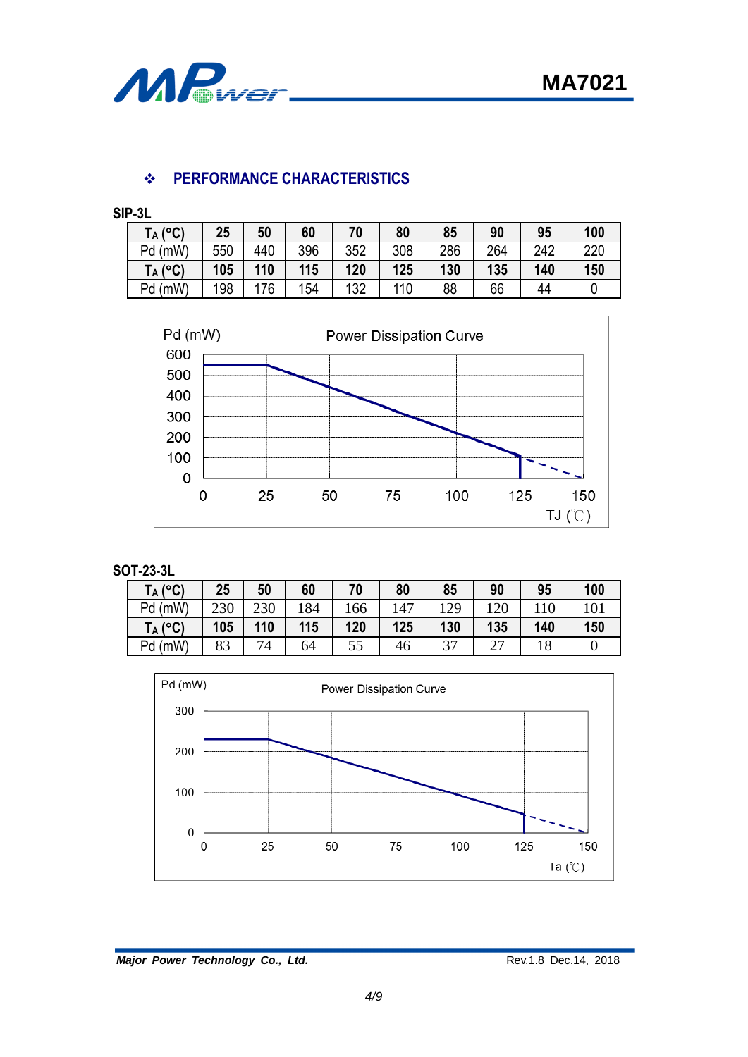## ❖ PERFORMANCE CHARACTERISTICS

**SIP-3L**

| $T_A$ (°C) | 25 | 50 | 60 | 70 | 80 | 85 | 90 | 95 | 100 |
|---|---|---|---|---|---|---|---|---|---|
| Pd (mW) | 550 | 440 | 396 | 352 | 308 | 286 | 264 | 242 | 220 |
| **$T_A$ (°C)** | **105** | **110** | **115** | **120** | **125** | **130** | **135** | **140** | **150** |
| Pd (mW) | 198 | 176 | 154 | 132 | 110 | 88 | 66 | 44 | 0 |

Pd (mW) Power Dissipation Curve

600, 500, 400, 300, 200, 100, 0

0, 25, 50, 75, 100, 125, 150

TJ (℃)

**SOT-23-3L**

| $T_A$ (°C) | 25 | 50 | 60 | 70 | 80 | 85 | 90 | 95 | 100 |
|---|---|---|---|---|---|---|---|---|---|
| Pd (mW) | 230 | 230 | 184 | 166 | 147 | 129 | 120 | 110 | 101 |
| **$T_A$ (°C)** | **105** | **110** | **115** | **120** | **125** | **130** | **135** | **140** | **150** |
| Pd (mW) | 83 | 74 | 64 | 55 | 46 | 37 | 27 | 18 | 0 |

Pd (mW) Power Dissipation Curve

300, 200, 100, 0

0, 25, 50, 75, 100, 125, 150

Ta (℃)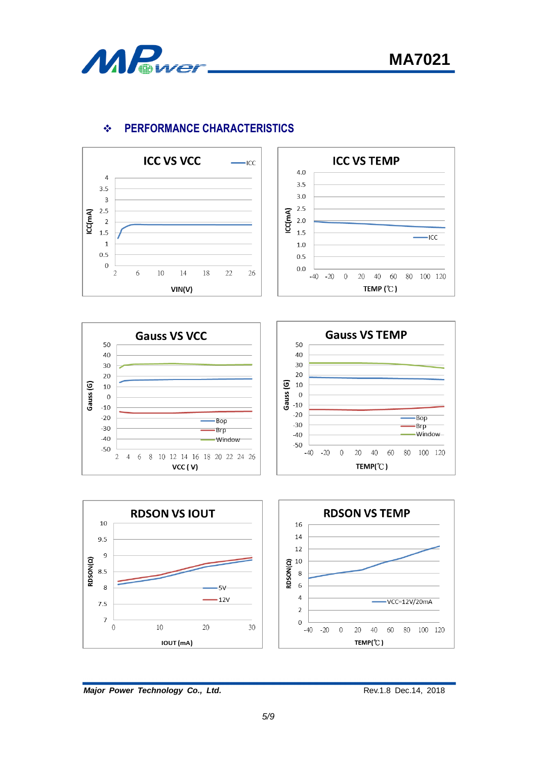## ❖ PERFORMANCE CHARACTERISTICS

**ICC VS VCC**

ICC(mA): 0, 0.5, 1, 1.5, 2, 2.5, 3, 3.5, 4
VIN(V): 2, 6, 10, 14, 18, 22, 26
Legend: ICC

**ICC VS TEMP**

ICC(mA): 0.0, 0.5, 1.0, 1.5, 2.0, 2.5, 3.0, 3.5, 4.0
TEMP (℃): -40, -20, 0, 20, 40, 60, 80, 100, 120
Legend: ICC

**Gauss VS VCC**

Gauss (G): -50, -40, -30, -20, -10, 0, 10, 20, 30, 40, 50
VCC ( V): 2, 4, 6, 8, 10, 12, 14, 16, 18, 20, 22, 24, 26
Legend: Bop, Brp, Window

**Gauss VS TEMP**

Gauss (G): -50, -40, -30, -20, -10, 0, 10, 20, 30, 40, 50
TEMP(℃): -40, -20, 0, 20, 40, 60, 80, 100, 120
Legend: Bop, Brp, Window

**RDSON VS IOUT**

RDSON(Ω): 7, 7.5, 8, 8.5, 9, 9.5, 10
IOUT (mA): 0, 10, 20, 30
Legend: 5V, 12V

**RDSON VS TEMP**

RDSON(Ω): 0, 2, 4, 6, 8, 10, 12, 14, 16
TEMP(℃): -40, -20, 0, 20, 40, 60, 80, 100, 120
Legend: VCC=12V/20mA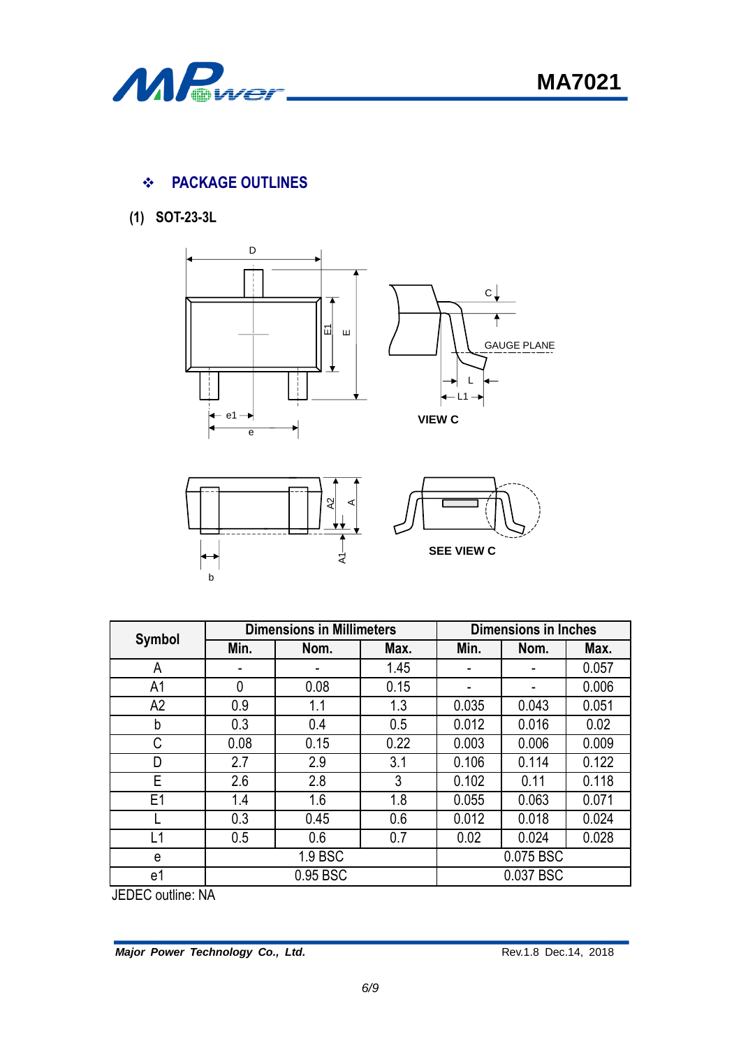## ❖ PACKAGE OUTLINES

**(1) SOT-23-3L**

| Symbol | Dimensions in Millimeters | | | Dimensions in Inches | | |
|---|---|---|---|---|---|---|
| | Min. | Nom. | Max. | Min. | Nom. | Max. |
| A | - | - | 1.45 | - | - | 0.057 |
| A1 | 0 | 0.08 | 0.15 | - | - | 0.006 |
| A2 | 0.9 | 1.1 | 1.3 | 0.035 | 0.043 | 0.051 |
| b | 0.3 | 0.4 | 0.5 | 0.012 | 0.016 | 0.02 |
| C | 0.08 | 0.15 | 0.22 | 0.003 | 0.006 | 0.009 |
| D | 2.7 | 2.9 | 3.1 | 0.106 | 0.114 | 0.122 |
| E | 2.6 | 2.8 | 3 | 0.102 | 0.11 | 0.118 |
| E1 | 1.4 | 1.6 | 1.8 | 0.055 | 0.063 | 0.071 |
| L | 0.3 | 0.45 | 0.6 | 0.012 | 0.018 | 0.024 |
| L1 | 0.5 | 0.6 | 0.7 | 0.02 | 0.024 | 0.028 |
| e | 1.9 BSC | | | 0.075 BSC | | |
| e1 | 0.95 BSC | | | 0.037 BSC | | |

JEDEC outline: NA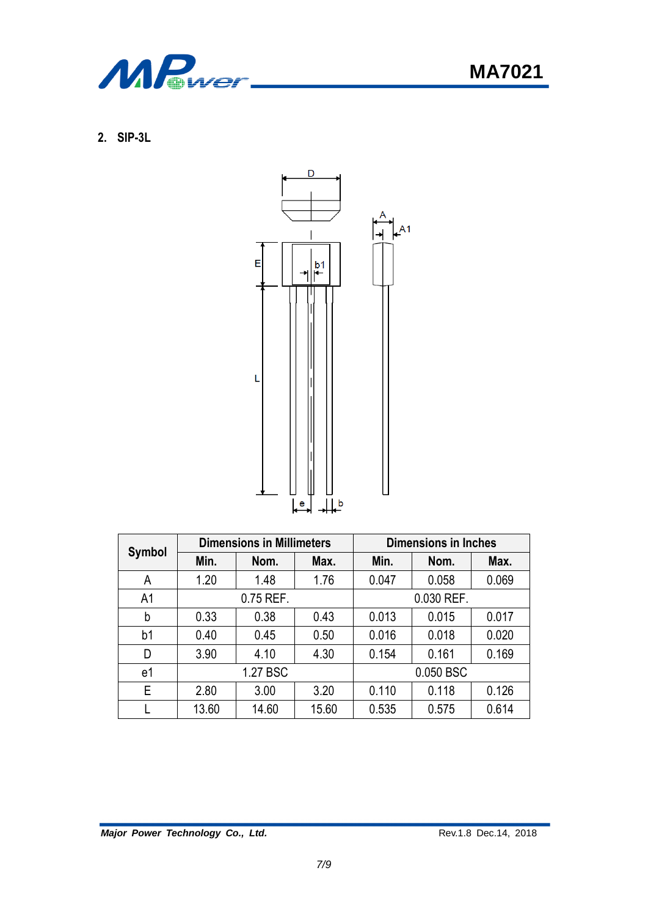## 2. SIP-3L

| Symbol | Dimensions in Millimeters | | | Dimensions in Inches | | |
|---|---|---|---|---|---|---|
| | Min. | Nom. | Max. | Min. | Nom. | Max. |
| A | 1.20 | 1.48 | 1.76 | 0.047 | 0.058 | 0.069 |
| A1 | 0.75 REF. | | | 0.030 REF. | | |
| b | 0.33 | 0.38 | 0.43 | 0.013 | 0.015 | 0.017 |
| b1 | 0.40 | 0.45 | 0.50 | 0.016 | 0.018 | 0.020 |
| D | 3.90 | 4.10 | 4.30 | 0.154 | 0.161 | 0.169 |
| e1 | 1.27 BSC | | | 0.050 BSC | | |
| E | 2.80 | 3.00 | 3.20 | 0.110 | 0.118 | 0.126 |
| L | 13.60 | 14.60 | 15.60 | 0.535 | 0.575 | 0.614 |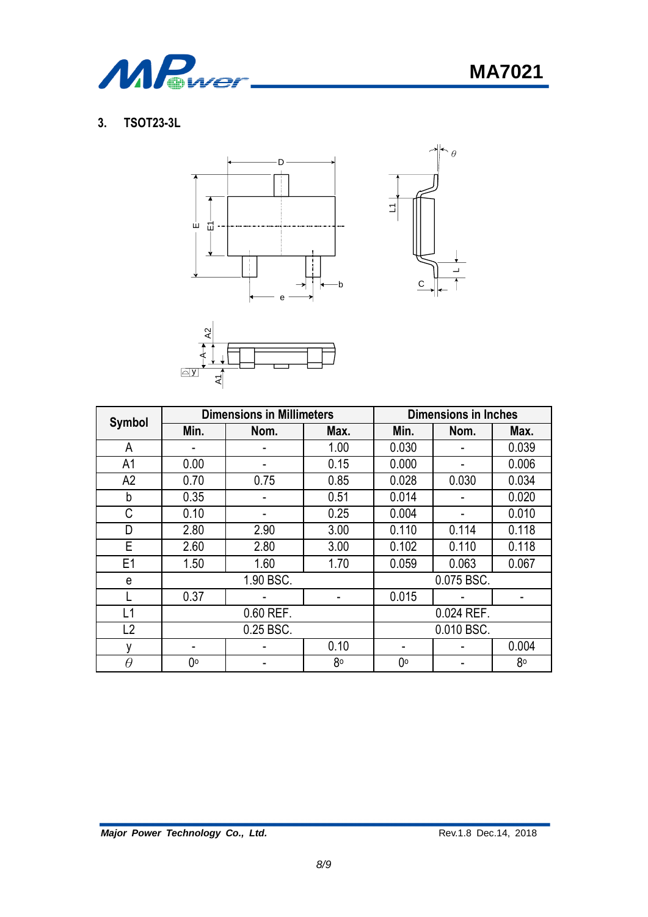### 3. TSOT23-3L

| Symbol | Dimensions in Millimeters | | | Dimensions in Inches | | |
|---|---|---|---|---|---|---|
| | Min. | Nom. | Max. | Min. | Nom. | Max. |
| A | - | - | 1.00 | 0.030 | - | 0.039 |
| A1 | 0.00 | - | 0.15 | 0.000 | - | 0.006 |
| A2 | 0.70 | 0.75 | 0.85 | 0.028 | 0.030 | 0.034 |
| b | 0.35 | - | 0.51 | 0.014 | - | 0.020 |
| C | 0.10 | - | 0.25 | 0.004 | - | 0.010 |
| D | 2.80 | 2.90 | 3.00 | 0.110 | 0.114 | 0.118 |
| E | 2.60 | 2.80 | 3.00 | 0.102 | 0.110 | 0.118 |
| E1 | 1.50 | 1.60 | 1.70 | 0.059 | 0.063 | 0.067 |
| e | 1.90 BSC. | | | 0.075 BSC. | | |
| L | 0.37 | - | - | 0.015 | - | - |
| L1 | 0.60 REF. | | | 0.024 REF. | | |
| L2 | 0.25 BSC. | | | 0.010 BSC. | | |
| y | - | - | 0.10 | - | - | 0.004 |
| $\theta$ | $0^{\circ}$ | - | $8^{\circ}$ | $0^{\circ}$ | - | $8^{\circ}$ |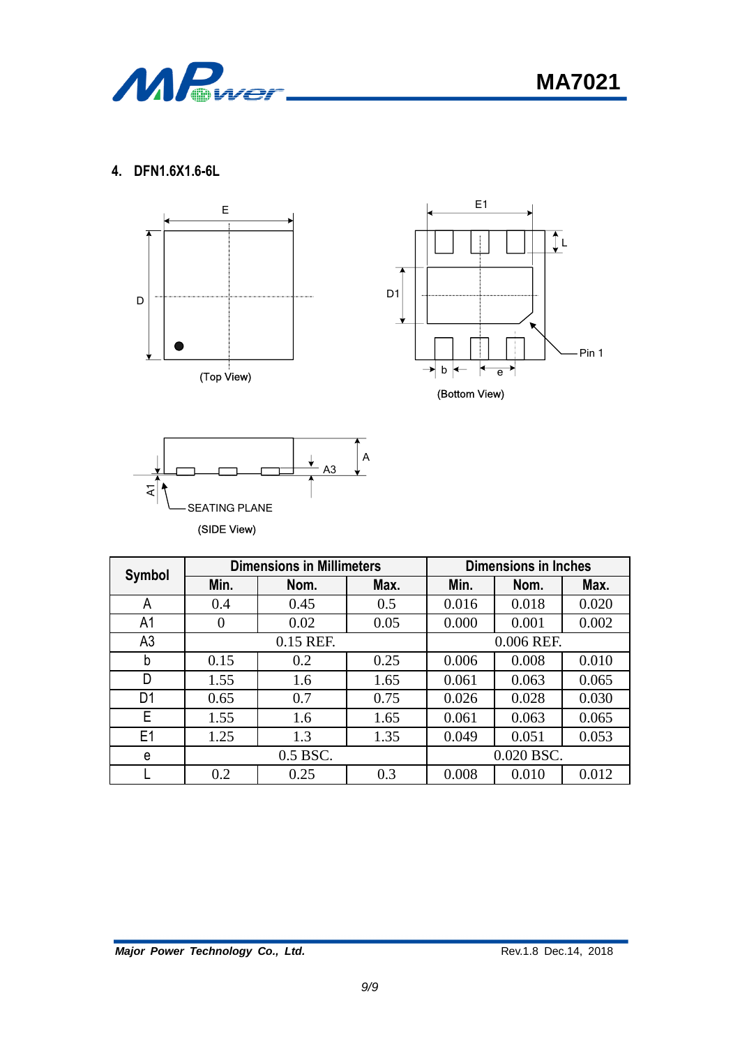## 4. DFN1.6X1.6-6L

E

D

(Top View)

E1

L

D1

Pin 1

b

e

(Bottom View)

A

A3

A1

SEATING PLANE

(SIDE View)

| Symbol | Dimensions in Millimeters | | | Dimensions in Inches | | |
|---|---|---|---|---|---|---|
| | Min. | Nom. | Max. | Min. | Nom. | Max. |
| A | 0.4 | 0.45 | 0.5 | 0.016 | 0.018 | 0.020 |
| A1 | 0 | 0.02 | 0.05 | 0.000 | 0.001 | 0.002 |
| A3 | 0.15 REF. | | | 0.006 REF. | | |
| b | 0.15 | 0.2 | 0.25 | 0.006 | 0.008 | 0.010 |
| D | 1.55 | 1.6 | 1.65 | 0.061 | 0.063 | 0.065 |
| D1 | 0.65 | 0.7 | 0.75 | 0.026 | 0.028 | 0.030 |
| E | 1.55 | 1.6 | 1.65 | 0.061 | 0.063 | 0.065 |
| E1 | 1.25 | 1.3 | 1.35 | 0.049 | 0.051 | 0.053 |
| e | 0.5 BSC. | | | 0.020 BSC. | | |
| L | 0.2 | 0.25 | 0.3 | 0.008 | 0.010 | 0.012 |